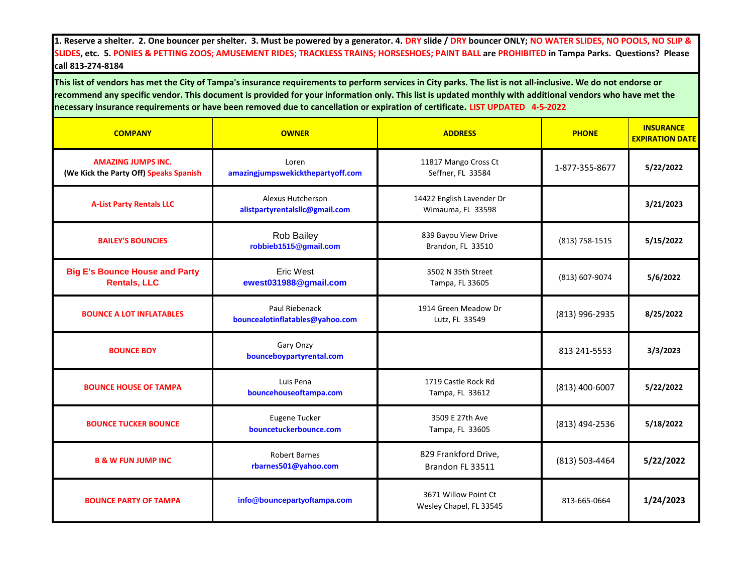**1. Reserve a shelter. 2. One bouncer per shelter. 3. Must be powered by a generator. 4. DRY slide / DRY bouncer ONLY; NO WATER SLIDES, NO POOLS, NO SLIP & SLIDES, etc. 5. PONIES & PETTING ZOOS; AMUSEMENT RIDES; TRACKLESS TRAINS; HORSESHOES; PAINT BALL are PROHIBITED in Tampa Parks. Questions? Please call 813-274-8184**

**This list of vendors has met the City of Tampa's insurance requirements to perform services in City parks. The list is not all-inclusive. We do not endorse or recommend any specific vendor. This document is provided for your information only. This list is updated monthly with additional vendors who have met the necessary insurance requirements or have been removed due to cancellation or expiration of certificate. LIST UPDATED 4-5-2022**

| COMPANY | OWNER | ADDRESS | PHONE | INSURANCE EXPIRATION DATE |
|---|---|---|---|---|
| **AMAZING JUMPS INC.** (We Kick the Party Off) Speaks Spanish | Loren amazingjumpswekickthepartyoff.com | 11817 Mango Cross Ct Seffner, FL 33584 | 1-877-355-8677 | 5/22/2022 |
| **A-List Party Rentals LLC** | Alexus Hutcherson alistpartyrentalsllc@gmail.com | 14422 English Lavender Dr Wimauma, FL 33598 | | 3/21/2023 |
| **BAILEY'S BOUNCIES** | Rob Bailey robbieb1515@gmail.com | 839 Bayou View Drive Brandon, FL 33510 | (813) 758-1515 | 5/15/2022 |
| **Big E's Bounce House and Party Rentals, LLC** | Eric West ewest031988@gmail.com | 3502 N 35th Street Tampa, FL 33605 | (813) 607-9074 | 5/6/2022 |
| **BOUNCE A LOT INFLATABLES** | Paul Riebenack bouncealotinflatables@yahoo.com | 1914 Green Meadow Dr Lutz, FL 33549 | (813) 996-2935 | 8/25/2022 |
| **BOUNCE BOY** | Gary Onzy bounceboypartyrental.com | | 813 241-5553 | 3/3/2023 |
| **BOUNCE HOUSE OF TAMPA** | Luis Pena bouncehouseoftampa.com | 1719 Castle Rock Rd Tampa, FL 33612 | (813) 400-6007 | 5/22/2022 |
| **BOUNCE TUCKER BOUNCE** | Eugene Tucker bouncetuckerbounce.com | 3509 E 27th Ave Tampa, FL 33605 | (813) 494-2536 | 5/18/2022 |
| **B & W FUN JUMP INC** | Robert Barnes rbarnes501@yahoo.com | 829 Frankford Drive, Brandon FL 33511 | (813) 503-4464 | 5/22/2022 |
| **BOUNCE PARTY OF TAMPA** | info@bouncepartyoftampa.com | 3671 Willow Point Ct Wesley Chapel, FL 33545 | 813-665-0664 | 1/24/2023 |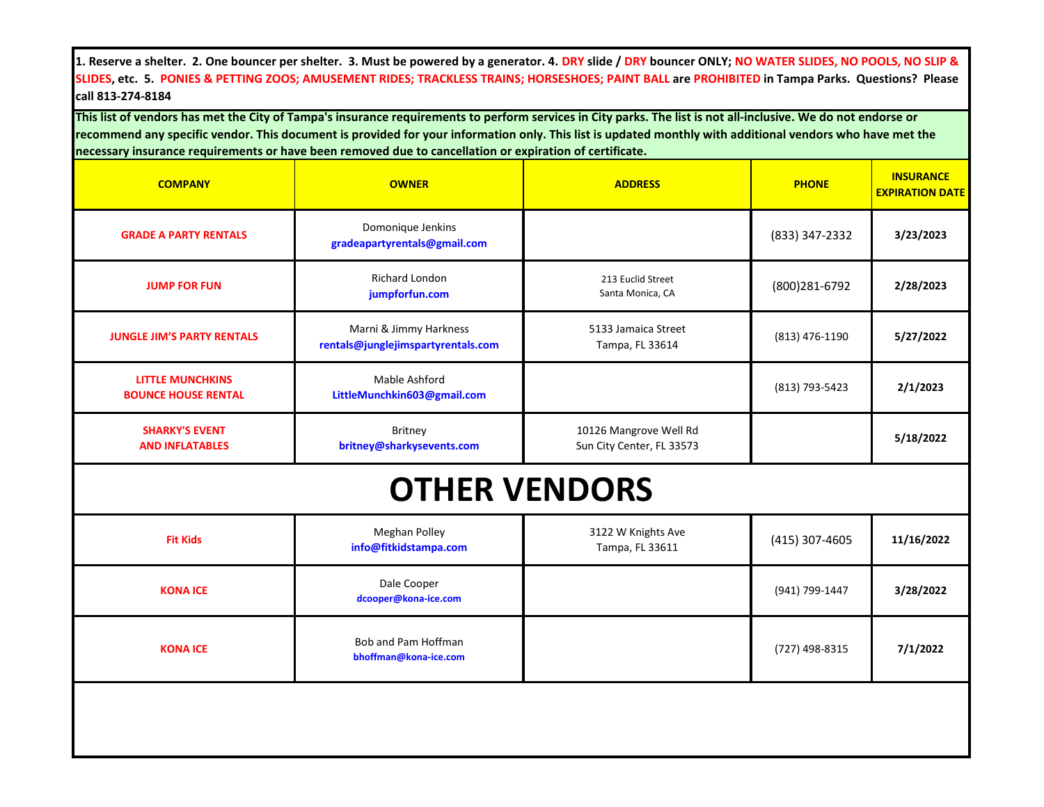**1. Reserve a shelter. 2. One bouncer per shelter. 3. Must be powered by a generator. 4. DRY slide / DRY bouncer ONLY; NO WATER SLIDES, NO POOLS, NO SLIP & SLIDES, etc. 5. PONIES & PETTING ZOOS; AMUSEMENT RIDES; TRACKLESS TRAINS; HORSESHOES; PAINT BALL are PROHIBITED in Tampa Parks. Questions? Please call 813-274-8184**

**This list of vendors has met the City of Tampa's insurance requirements to perform services in City parks. The list is not all-inclusive. We do not endorse or recommend any specific vendor. This document is provided for your information only. This list is updated monthly with additional vendors who have met the necessary insurance requirements or have been removed due to cancellation or expiration of certificate.**

| COMPANY | OWNER | ADDRESS | PHONE | INSURANCE EXPIRATION DATE |
|---|---|---|---|---|
| GRADE A PARTY RENTALS | Domonique Jenkins<br>gradeapartyrentals@gmail.com | | (833) 347-2332 | 3/23/2023 |
| JUMP FOR FUN | Richard London<br>jumpforfun.com | 213 Euclid Street<br>Santa Monica, CA | (800)281-6792 | 2/28/2023 |
| JUNGLE JIM'S PARTY RENTALS | Marni & Jimmy Harkness<br>rentals@junglejimspartyrentals.com | 5133 Jamaica Street<br>Tampa, FL 33614 | (813) 476-1190 | 5/27/2022 |
| LITTLE MUNCHKINS BOUNCE HOUSE RENTAL | Mable Ashford<br>LittleMunchkin603@gmail.com | | (813) 793-5423 | 2/1/2023 |
| SHARKY'S EVENT AND INFLATABLES | Britney<br>britney@sharkysevents.com | 10126 Mangrove Well Rd<br>Sun City Center, FL 33573 | | 5/18/2022 |
| **OTHER VENDORS** | | | | |
| Fit Kids | Meghan Polley<br>info@fitkidstampa.com | 3122 W Knights Ave<br>Tampa, FL 33611 | (415) 307-4605 | 11/16/2022 |
| KONA ICE | Dale Cooper<br>dcooper@kona-ice.com | | (941) 799-1447 | 3/28/2022 |
| KONA ICE | Bob and Pam Hoffman<br>bhoffman@kona-ice.com | | (727) 498-8315 | 7/1/2022 |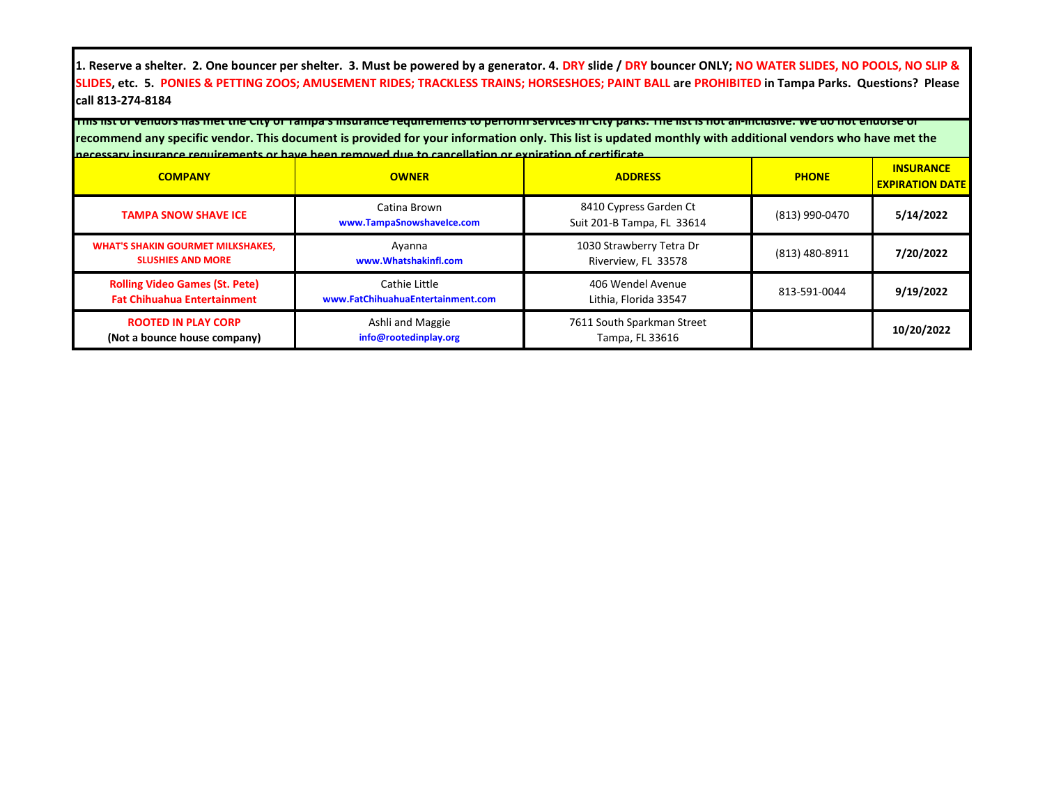**1. Reserve a shelter. 2. One bouncer per shelter. 3. Must be powered by a generator. 4. DRY slide / DRY bouncer ONLY; NO WATER SLIDES, NO POOLS, NO SLIP & SLIDES, etc. 5. PONIES & PETTING ZOOS; AMUSEMENT RIDES; TRACKLESS TRAINS; HORSESHOES; PAINT BALL are PROHIBITED in Tampa Parks. Questions? Please call 813-274-8184**

**This list of vendors has met the City of Tampa's insurance requirements to perform services in City parks. The list is not all-inclusive. We do not endorse or recommend any specific vendor. This document is provided for your information only. This list is updated monthly with additional vendors who have met the necessary insurance requirements or have been removed due to cancellation or expiration of certificate.**

| COMPANY | OWNER | ADDRESS | PHONE | INSURANCE EXPIRATION DATE |
|---|---|---|---|---|
| **TAMPA SNOW SHAVE ICE** | Catina Brown<br>**www.TampaSnowshaveIce.com** | 8410 Cypress Garden Ct<br>Suit 201-B Tampa, FL 33614 | (813) 990-0470 | **5/14/2022** |
| **WHAT'S SHAKIN GOURMET MILKSHAKES, SLUSHIES AND MORE** | Ayanna<br>**www.Whatshakinfl.com** | 1030 Strawberry Tetra Dr<br>Riverview, FL 33578 | (813) 480-8911 | **7/20/2022** |
| **Rolling Video Games (St. Pete)**<br>**Fat Chihuahua Entertainment** | Cathie Little<br>**www.FatChihuahuaEntertainment.com** | 406 Wendel Avenue<br>Lithia, Florida 33547 | 813-591-0044 | **9/19/2022** |
| **ROOTED IN PLAY CORP**<br>**(Not a bounce house company)** | Ashli and Maggie<br>**info@rootedinplay.org** | 7611 South Sparkman Street<br>Tampa, FL 33616 | | **10/20/2022** |